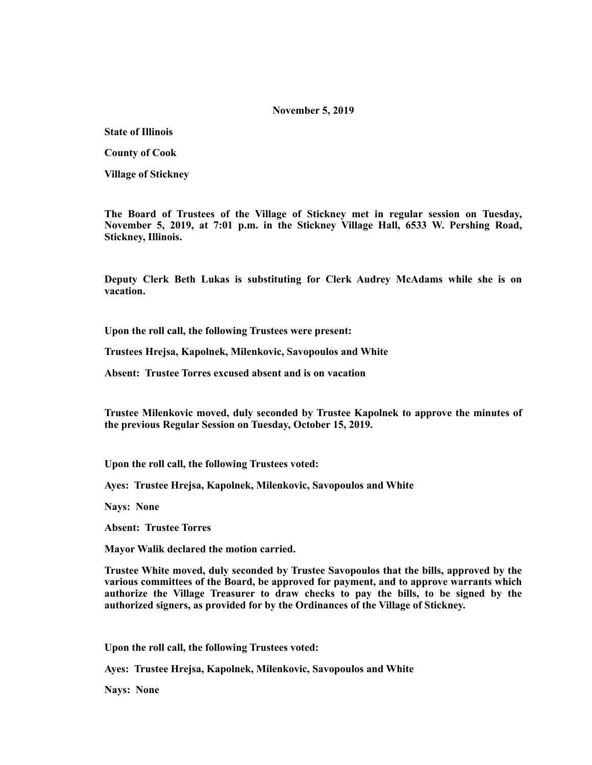**November 5, 2019**

**State of Illinois**

**County of Cook**

**Village of Stickney**

**The Board of Trustees of the Village of Stickney met in regular session on Tuesday, November 5, 2019, at 7:01 p.m. in the Stickney Village Hall, 6533 W. Pershing Road, Stickney, Illinois.**

**Deputy Clerk Beth Lukas is substituting for Clerk Audrey McAdams while she is on vacation.**

**Upon the roll call, the following Trustees were present:**

**Trustees Hrejsa, Kapolnek, Milenkovic, Savopoulos and White**

**Absent: Trustee Torres excused absent and is on vacation**

**Trustee Milenkovic moved, duly seconded by Trustee Kapolnek to approve the minutes of the previous Regular Session on Tuesday, October 15, 2019.**

**Upon the roll call, the following Trustees voted:**

**Ayes: Trustee Hrejsa, Kapolnek, Milenkovic, Savopoulos and White**

**Nays: None**

**Absent: Trustee Torres**

**Mayor Walik declared the motion carried.**

**Trustee White moved, duly seconded by Trustee Savopoulos that the bills, approved by the various committees of the Board, be approved for payment, and to approve warrants which authorize the Village Treasurer to draw checks to pay the bills, to be signed by the authorized signers, as provided for by the Ordinances of the Village of Stickney.**

**Upon the roll call, the following Trustees voted:**

**Ayes: Trustee Hrejsa, Kapolnek, Milenkovic, Savopoulos and White**

**Nays: None**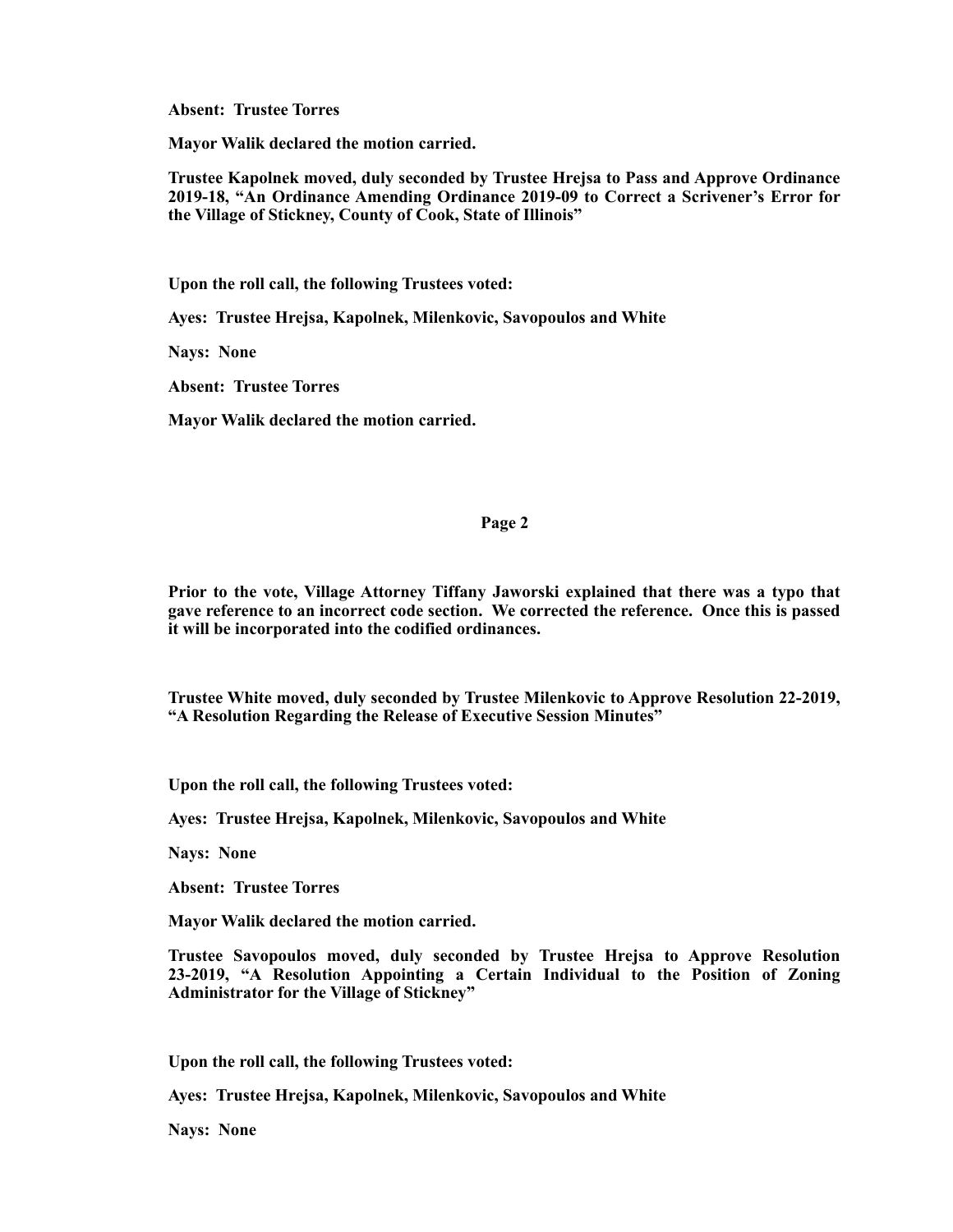**Absent: Trustee Torres**

**Mayor Walik declared the motion carried.**

**Trustee Kapolnek moved, duly seconded by Trustee Hrejsa to Pass and Approve Ordinance 2019-18, "An Ordinance Amending Ordinance 2019-09 to Correct a Scrivener's Error for the Village of Stickney, County of Cook, State of Illinois"**

**Upon the roll call, the following Trustees voted:**

**Ayes: Trustee Hrejsa, Kapolnek, Milenkovic, Savopoulos and White**

**Nays: None**

**Absent: Trustee Torres**

**Mayor Walik declared the motion carried.**

**Prior to the vote, Village Attorney Tiffany Jaworski explained that there was a typo that gave reference to an incorrect code section. We corrected the reference. Once this is passed it will be incorporated into the codified ordinances.**

**Trustee White moved, duly seconded by Trustee Milenkovic to Approve Resolution 22-2019, "A Resolution Regarding the Release of Executive Session Minutes"**

**Upon the roll call, the following Trustees voted:**

**Ayes: Trustee Hrejsa, Kapolnek, Milenkovic, Savopoulos and White**

**Nays: None**

**Absent: Trustee Torres**

**Mayor Walik declared the motion carried.**

**Trustee Savopoulos moved, duly seconded by Trustee Hrejsa to Approve Resolution 23-2019, "A Resolution Appointing a Certain Individual to the Position of Zoning Administrator for the Village of Stickney"**

**Upon the roll call, the following Trustees voted:**

**Ayes: Trustee Hrejsa, Kapolnek, Milenkovic, Savopoulos and White**

**Nays: None**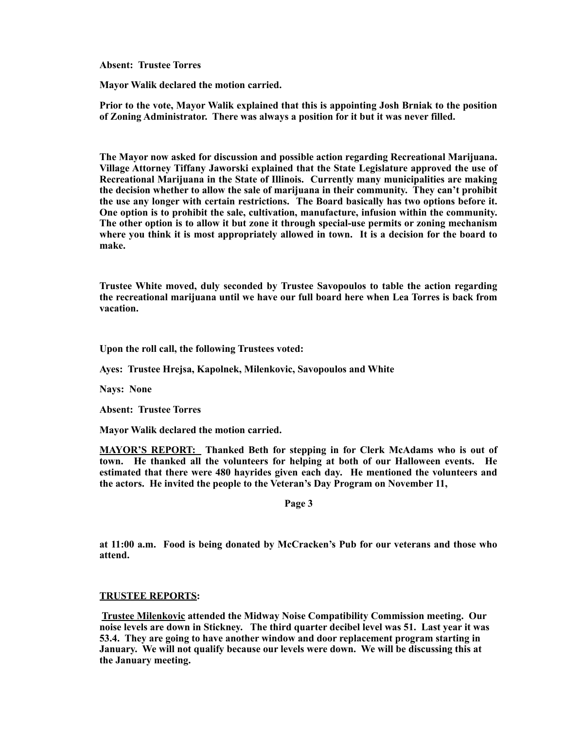**Absent: Trustee Torres**

**Mayor Walik declared the motion carried.**

**Prior to the vote, Mayor Walik explained that this is appointing Josh Brniak to the position of Zoning Administrator. There was always a position for it but it was never filled.**

**The Mayor now asked for discussion and possible action regarding Recreational Marijuana. Village Attorney Tiffany Jaworski explained that the State Legislature approved the use of Recreational Marijuana in the State of Illinois. Currently many municipalities are making the decision whether to allow the sale of marijuana in their community. They can't prohibit the use any longer with certain restrictions. The Board basically has two options before it. One option is to prohibit the sale, cultivation, manufacture, infusion within the community. The other option is to allow it but zone it through special-use permits or zoning mechanism where you think it is most appropriately allowed in town. It is a decision for the board to make.**

**Trustee White moved, duly seconded by Trustee Savopoulos to table the action regarding the recreational marijuana until we have our full board here when Lea Torres is back from vacation.**

**Upon the roll call, the following Trustees voted:**

**Ayes: Trustee Hrejsa, Kapolnek, Milenkovic, Savopoulos and White**

**Nays: None**

**Absent: Trustee Torres**

**Mayor Walik declared the motion carried.**

**MAYOR'S REPORT: Thanked Beth for stepping in for Clerk McAdams who is out of town. He thanked all the volunteers for helping at both of our Halloween events. He estimated that there were 480 hayrides given each day. He mentioned the volunteers and the actors. He invited the people to the Veteran's Day Program on November 11, at 11:00 a.m. Food is being donated by McCracken's Pub for our veterans and those who attend.**

**TRUSTEE REPORTS:**

**Trustee Milenkovic attended the Midway Noise Compatibility Commission meeting. Our noise levels are down in Stickney. The third quarter decibel level was 51. Last year it was 53.4. They are going to have another window and door replacement program starting in January. We will not qualify because our levels were down. We will be discussing this at the January meeting.**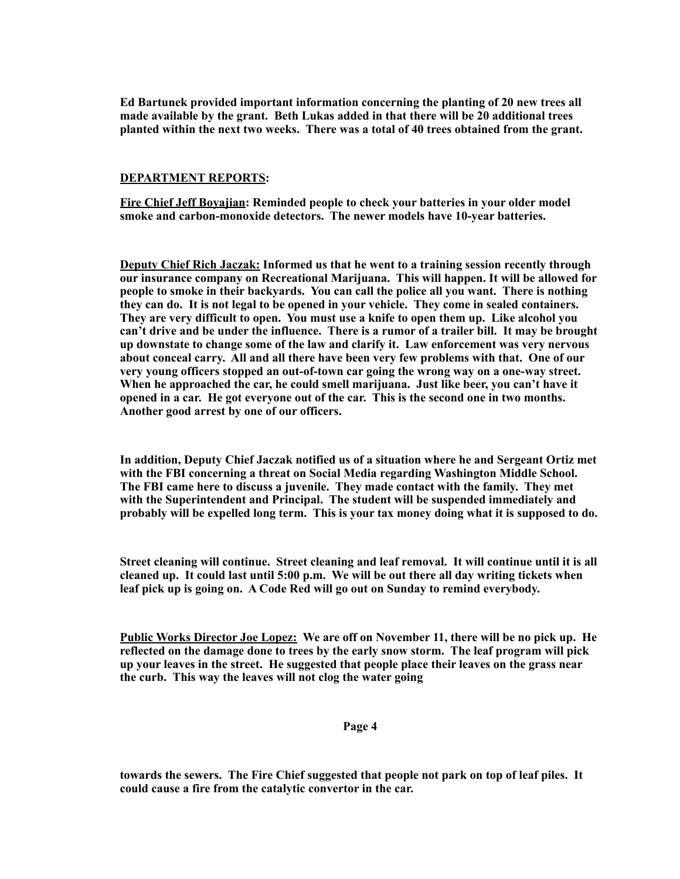**Ed Bartunek provided important information concerning the planting of 20 new trees all made available by the grant. Beth Lukas added in that there will be 20 additional trees planted within the next two weeks. There was a total of 40 trees obtained from the grant.**

## DEPARTMENT REPORTS:

**Fire Chief Jeff Boyajian: Reminded people to check your batteries in your older model smoke and carbon-monoxide detectors. The newer models have 10-year batteries.**

**Deputy Chief Rich Jaczak: Informed us that he went to a training session recently through our insurance company on Recreational Marijuana. This will happen. It will be allowed for people to smoke in their backyards. You can call the police all you want. There is nothing they can do. It is not legal to be opened in your vehicle. They come in sealed containers. They are very difficult to open. You must use a knife to open them up. Like alcohol you can't drive and be under the influence. There is a rumor of a trailer bill. It may be brought up downstate to change some of the law and clarify it. Law enforcement was very nervous about conceal carry. All and all there have been very few problems with that. One of our very young officers stopped an out-of-town car going the wrong way on a one-way street. When he approached the car, he could smell marijuana. Just like beer, you can't have it opened in a car. He got everyone out of the car. This is the second one in two months. Another good arrest by one of our officers.**

**In addition, Deputy Chief Jaczak notified us of a situation where he and Sergeant Ortiz met with the FBI concerning a threat on Social Media regarding Washington Middle School. The FBI came here to discuss a juvenile. They made contact with the family. They met with the Superintendent and Principal. The student will be suspended immediately and probably will be expelled long term. This is your tax money doing what it is supposed to do.**

**Street cleaning will continue. Street cleaning and leaf removal. It will continue until it is all cleaned up. It could last until 5:00 p.m. We will be out there all day writing tickets when leaf pick up is going on. A Code Red will go out on Sunday to remind everybody.**

**Public Works Director Joe Lopez: We are off on November 11, there will be no pick up. He reflected on the damage done to trees by the early snow storm. The leaf program will pick up your leaves in the street. He suggested that people place their leaves on the grass near the curb. This way the leaves will not clog the water going towards the sewers. The Fire Chief suggested that people not park on top of leaf piles. It could cause a fire from the catalytic convertor in the car.**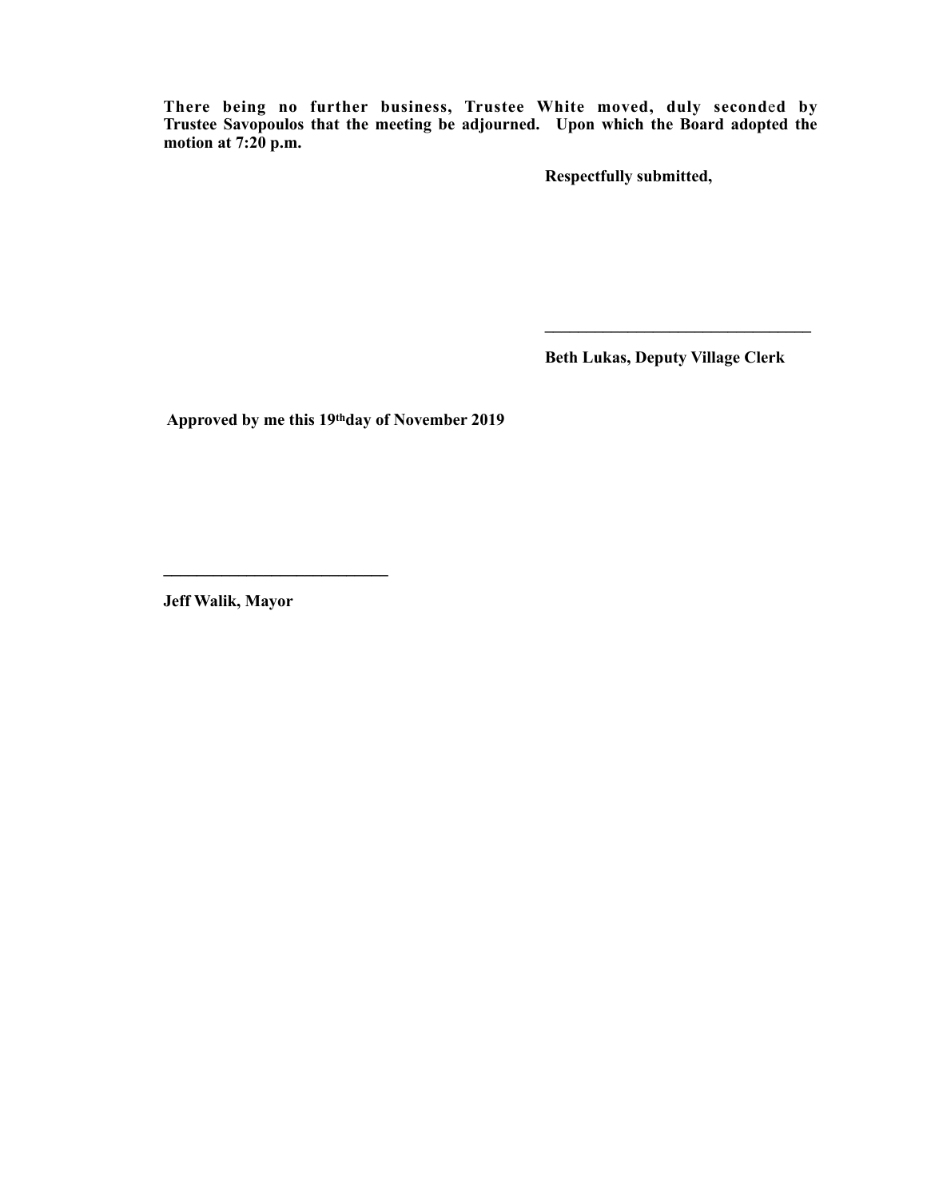**There being no further business, Trustee White moved, duly seconded by Trustee Savopoulos that the meeting be adjourned. Upon which the Board adopted the motion at 7:20 p.m.**

**Respectfully submitted,**

**_________________________________**

**Beth Lukas, Deputy Village Clerk**

**Approved by me this 19th day of November 2019**

**___________________________**

**Jeff Walik, Mayor**